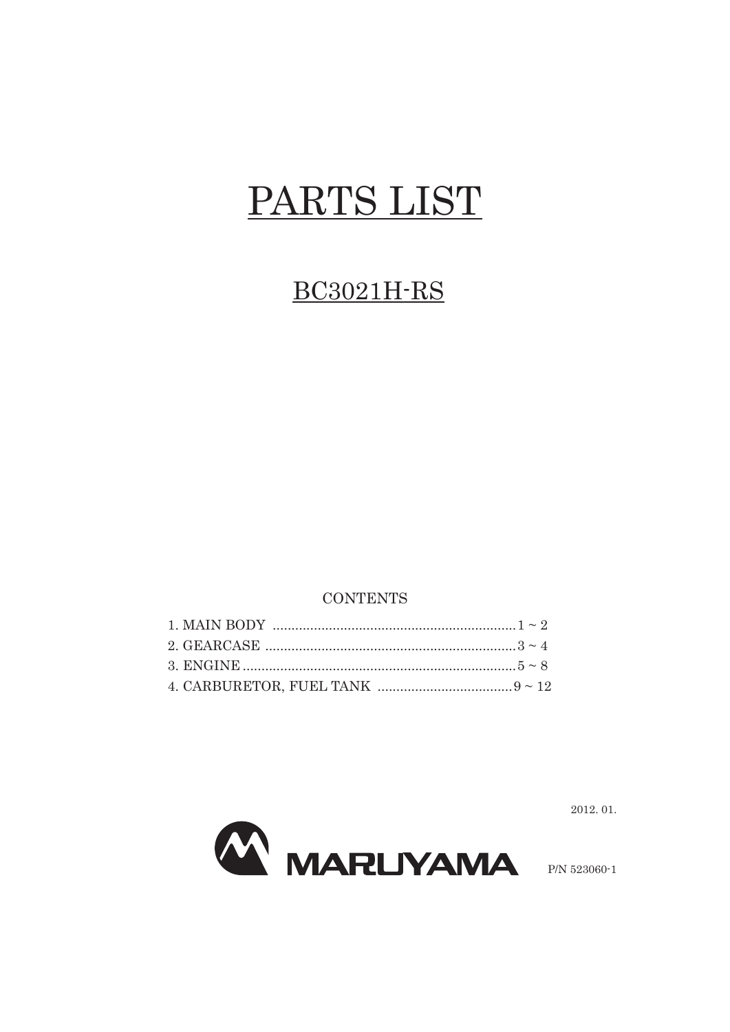# PARTS LIST

## BC3021H-RS

CONTENTS

1. MAIN BODY ................................................................ 1 ~ 2
2. GEARCASE .................................................................. 3 ~ 4
3. ENGINE ........................................................................ 5 ~ 8
4. CARBURETOR, FUEL TANK .................................... 9 ~ 12

2012. 01.

MARUYAMA

P/N 523060-1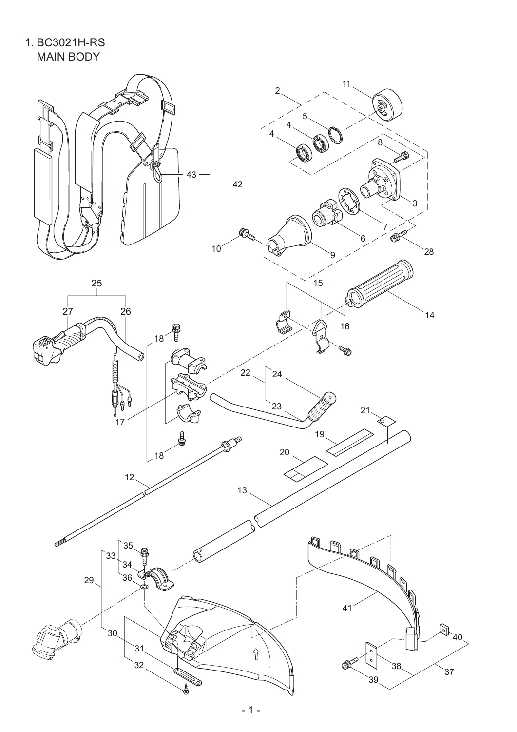1. BC3021H-RS

MAIN BODY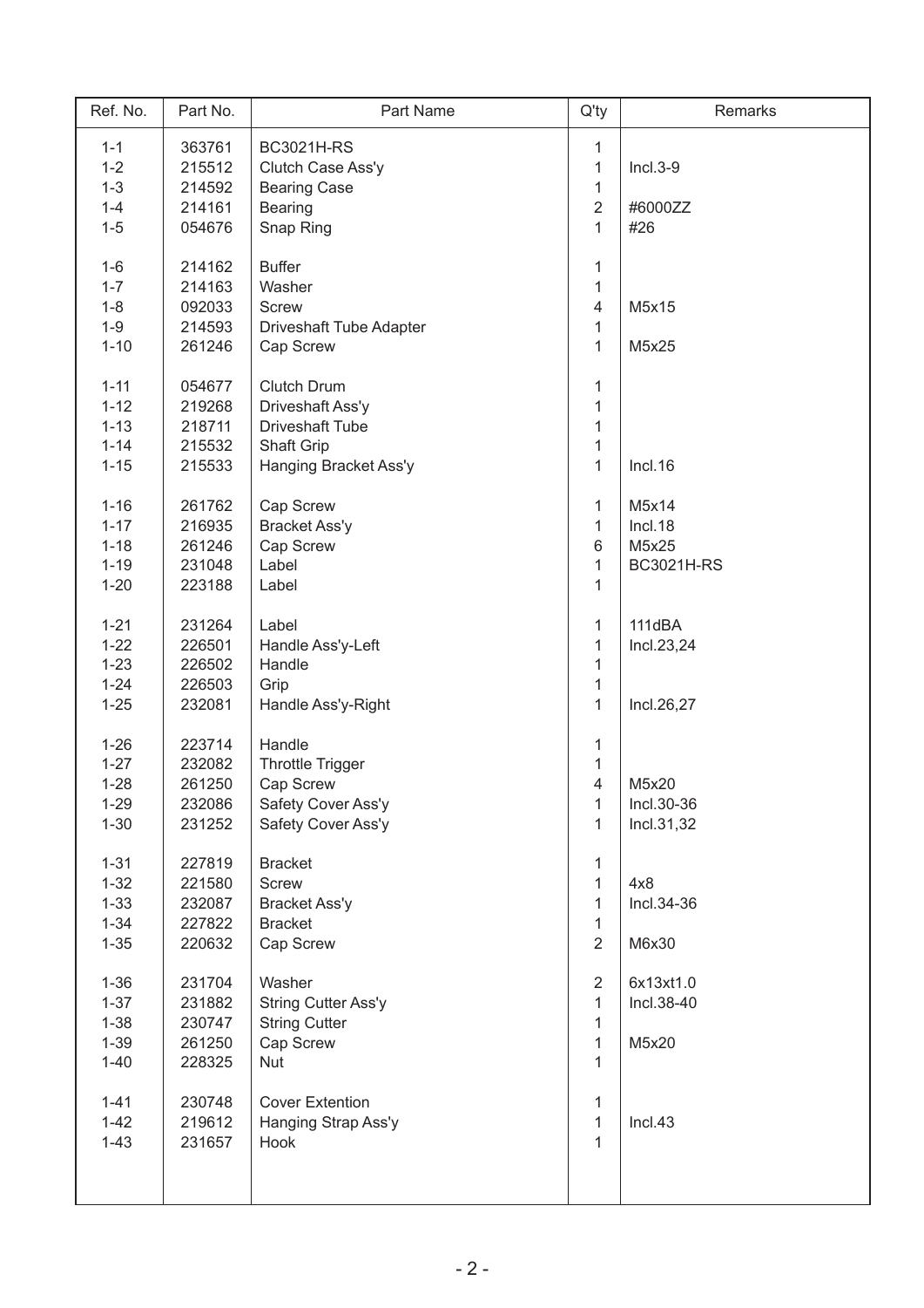| Ref. No. | Part No. | Part Name | Q'ty | Remarks |
|---|---|---|---|---|
| 1-1 | 363761 | BC3021H-RS | 1 | |
| 1-2 | 215512 | Clutch Case Ass'y | 1 | Incl.3-9 |
| 1-3 | 214592 | Bearing Case | 1 | |
| 1-4 | 214161 | Bearing | 2 | #6000ZZ |
| 1-5 | 054676 | Snap Ring | 1 | #26 |
| 1-6 | 214162 | Buffer | 1 | |
| 1-7 | 214163 | Washer | 1 | |
| 1-8 | 092033 | Screw | 4 | M5x15 |
| 1-9 | 214593 | Driveshaft Tube Adapter | 1 | |
| 1-10 | 261246 | Cap Screw | 1 | M5x25 |
| 1-11 | 054677 | Clutch Drum | 1 | |
| 1-12 | 219268 | Driveshaft Ass'y | 1 | |
| 1-13 | 218711 | Driveshaft Tube | 1 | |
| 1-14 | 215532 | Shaft Grip | 1 | |
| 1-15 | 215533 | Hanging Bracket Ass'y | 1 | Incl.16 |
| 1-16 | 261762 | Cap Screw | 1 | M5x14 |
| 1-17 | 216935 | Bracket Ass'y | 1 | Incl.18 |
| 1-18 | 261246 | Cap Screw | 6 | M5x25 |
| 1-19 | 231048 | Label | 1 | BC3021H-RS |
| 1-20 | 223188 | Label | 1 | |
| 1-21 | 231264 | Label | 1 | 111dBA |
| 1-22 | 226501 | Handle Ass'y-Left | 1 | Incl.23,24 |
| 1-23 | 226502 | Handle | 1 | |
| 1-24 | 226503 | Grip | 1 | |
| 1-25 | 232081 | Handle Ass'y-Right | 1 | Incl.26,27 |
| 1-26 | 223714 | Handle | 1 | |
| 1-27 | 232082 | Throttle Trigger | 1 | |
| 1-28 | 261250 | Cap Screw | 4 | M5x20 |
| 1-29 | 232086 | Safety Cover Ass'y | 1 | Incl.30-36 |
| 1-30 | 231252 | Safety Cover Ass'y | 1 | Incl.31,32 |
| 1-31 | 227819 | Bracket | 1 | |
| 1-32 | 221580 | Screw | 1 | 4x8 |
| 1-33 | 232087 | Bracket Ass'y | 1 | Incl.34-36 |
| 1-34 | 227822 | Bracket | 1 | |
| 1-35 | 220632 | Cap Screw | 2 | M6x30 |
| 1-36 | 231704 | Washer | 2 | 6x13xt1.0 |
| 1-37 | 231882 | String Cutter Ass'y | 1 | Incl.38-40 |
| 1-38 | 230747 | String Cutter | 1 | |
| 1-39 | 261250 | Cap Screw | 1 | M5x20 |
| 1-40 | 228325 | Nut | 1 | |
| 1-41 | 230748 | Cover Extention | 1 | |
| 1-42 | 219612 | Hanging Strap Ass'y | 1 | Incl.43 |
| 1-43 | 231657 | Hook | 1 | |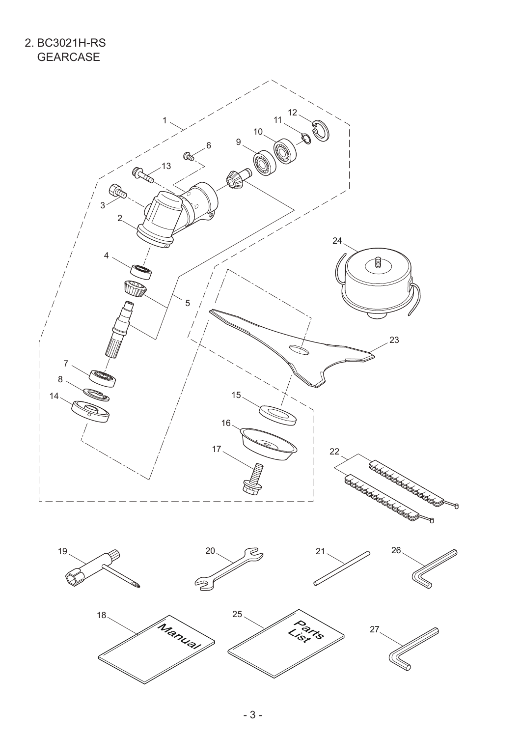2. BC3021H-RS
GEARCASE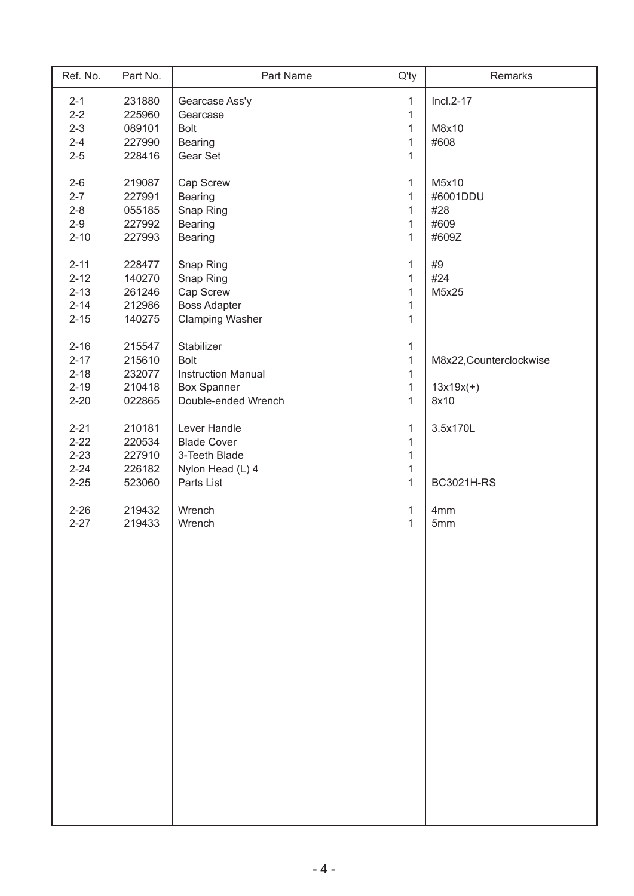| Ref. No. | Part No. | Part Name | Q'ty | Remarks |
|---|---|---|---|---|
| 2-1 | 231880 | Gearcase Ass'y | 1 | Incl.2-17 |
| 2-2 | 225960 | Gearcase | 1 | |
| 2-3 | 089101 | Bolt | 1 | M8x10 |
| 2-4 | 227990 | Bearing | 1 | #608 |
| 2-5 | 228416 | Gear Set | 1 | |
| 2-6 | 219087 | Cap Screw | 1 | M5x10 |
| 2-7 | 227991 | Bearing | 1 | #6001DDU |
| 2-8 | 055185 | Snap Ring | 1 | #28 |
| 2-9 | 227992 | Bearing | 1 | #609 |
| 2-10 | 227993 | Bearing | 1 | #609Z |
| 2-11 | 228477 | Snap Ring | 1 | #9 |
| 2-12 | 140270 | Snap Ring | 1 | #24 |
| 2-13 | 261246 | Cap Screw | 1 | M5x25 |
| 2-14 | 212986 | Boss Adapter | 1 | |
| 2-15 | 140275 | Clamping Washer | 1 | |
| 2-16 | 215547 | Stabilizer | 1 | |
| 2-17 | 215610 | Bolt | 1 | M8x22,Counterclockwise |
| 2-18 | 232077 | Instruction Manual | 1 | |
| 2-19 | 210418 | Box Spanner | 1 | 13x19x(+) |
| 2-20 | 022865 | Double-ended Wrench | 1 | 8x10 |
| 2-21 | 210181 | Lever Handle | 1 | 3.5x170L |
| 2-22 | 220534 | Blade Cover | 1 | |
| 2-23 | 227910 | 3-Teeth Blade | 1 | |
| 2-24 | 226182 | Nylon Head (L) 4 | 1 | |
| 2-25 | 523060 | Parts List | 1 | BC3021H-RS |
| 2-26 | 219432 | Wrench | 1 | 4mm |
| 2-27 | 219433 | Wrench | 1 | 5mm |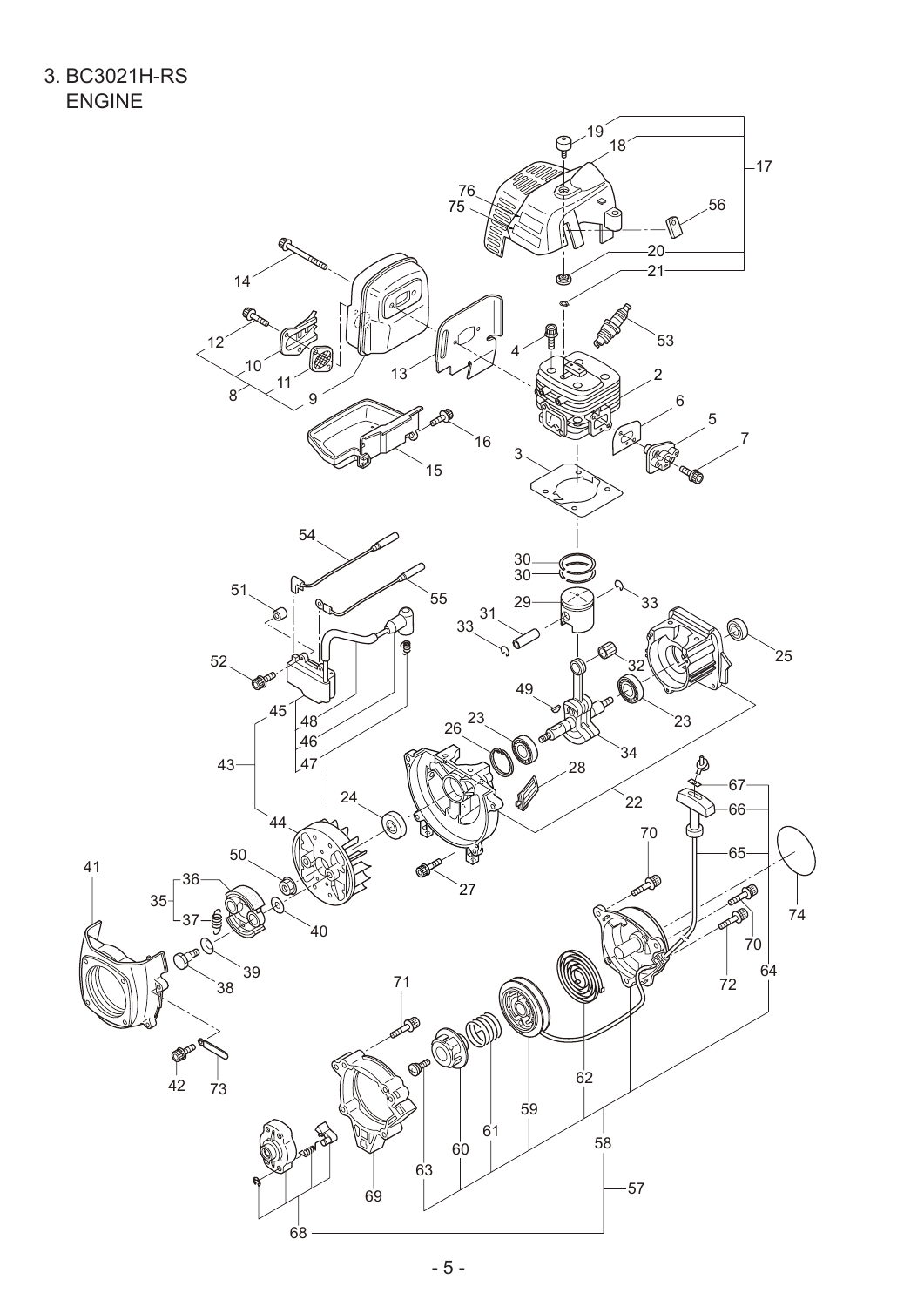## 3. BC3021H-RS ENGINE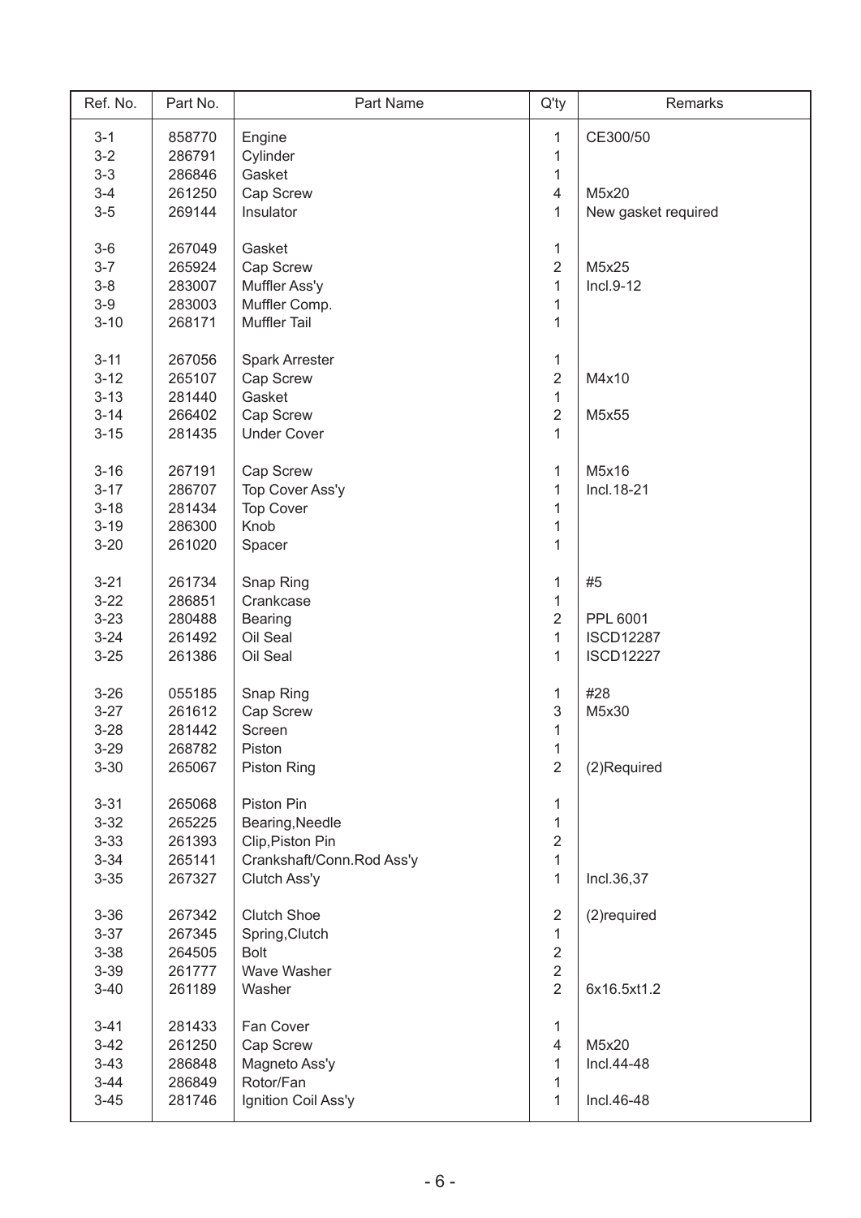| Ref. No. | Part No. | Part Name | Q'ty | Remarks |
|---|---|---|---|---|
| 3-1 | 858770 | Engine | 1 | CE300/50 |
| 3-2 | 286791 | Cylinder | 1 | |
| 3-3 | 286846 | Gasket | 1 | |
| 3-4 | 261250 | Cap Screw | 4 | M5x20 |
| 3-5 | 269144 | Insulator | 1 | New gasket required |
| 3-6 | 267049 | Gasket | 1 | |
| 3-7 | 265924 | Cap Screw | 2 | M5x25 |
| 3-8 | 283007 | Muffler Ass'y | 1 | Incl.9-12 |
| 3-9 | 283003 | Muffler Comp. | 1 | |
| 3-10 | 268171 | Muffler Tail | 1 | |
| 3-11 | 267056 | Spark Arrester | 1 | |
| 3-12 | 265107 | Cap Screw | 2 | M4x10 |
| 3-13 | 281440 | Gasket | 1 | |
| 3-14 | 266402 | Cap Screw | 2 | M5x55 |
| 3-15 | 281435 | Under Cover | 1 | |
| 3-16 | 267191 | Cap Screw | 1 | M5x16 |
| 3-17 | 286707 | Top Cover Ass'y | 1 | Incl.18-21 |
| 3-18 | 281434 | Top Cover | 1 | |
| 3-19 | 286300 | Knob | 1 | |
| 3-20 | 261020 | Spacer | 1 | |
| 3-21 | 261734 | Snap Ring | 1 | #5 |
| 3-22 | 286851 | Crankcase | 1 | |
| 3-23 | 280488 | Bearing | 2 | PPL 6001 |
| 3-24 | 261492 | Oil Seal | 1 | ISCD12287 |
| 3-25 | 261386 | Oil Seal | 1 | ISCD12227 |
| 3-26 | 055185 | Snap Ring | 1 | #28 |
| 3-27 | 261612 | Cap Screw | 3 | M5x30 |
| 3-28 | 281442 | Screen | 1 | |
| 3-29 | 268782 | Piston | 1 | |
| 3-30 | 265067 | Piston Ring | 2 | (2)Required |
| 3-31 | 265068 | Piston Pin | 1 | |
| 3-32 | 265225 | Bearing,Needle | 1 | |
| 3-33 | 261393 | Clip,Piston Pin | 2 | |
| 3-34 | 265141 | Crankshaft/Conn.Rod Ass'y | 1 | |
| 3-35 | 267327 | Clutch Ass'y | 1 | Incl.36,37 |
| 3-36 | 267342 | Clutch Shoe | 2 | (2)required |
| 3-37 | 267345 | Spring,Clutch | 1 | |
| 3-38 | 264505 | Bolt | 2 | |
| 3-39 | 261777 | Wave Washer | 2 | |
| 3-40 | 261189 | Washer | 2 | 6x16.5xt1.2 |
| 3-41 | 281433 | Fan Cover | 1 | |
| 3-42 | 261250 | Cap Screw | 4 | M5x20 |
| 3-43 | 286848 | Magneto Ass'y | 1 | Incl.44-48 |
| 3-44 | 286849 | Rotor/Fan | 1 | |
| 3-45 | 281746 | Ignition Coil Ass'y | 1 | Incl.46-48 |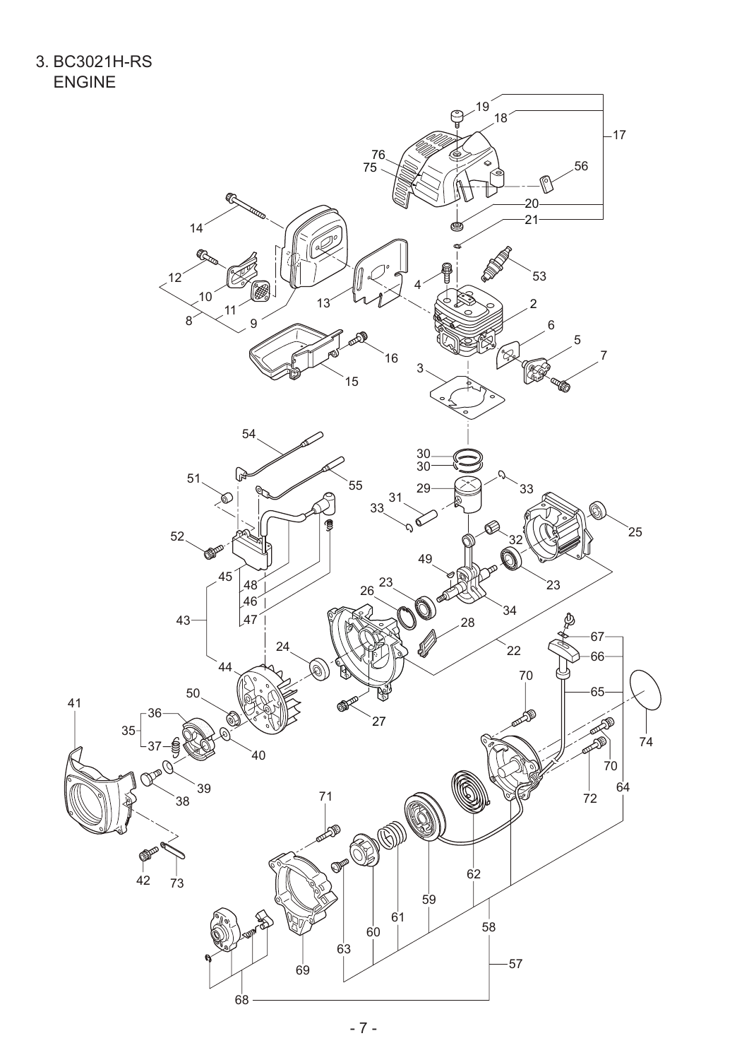# 3. BC3021H-RS ENGINE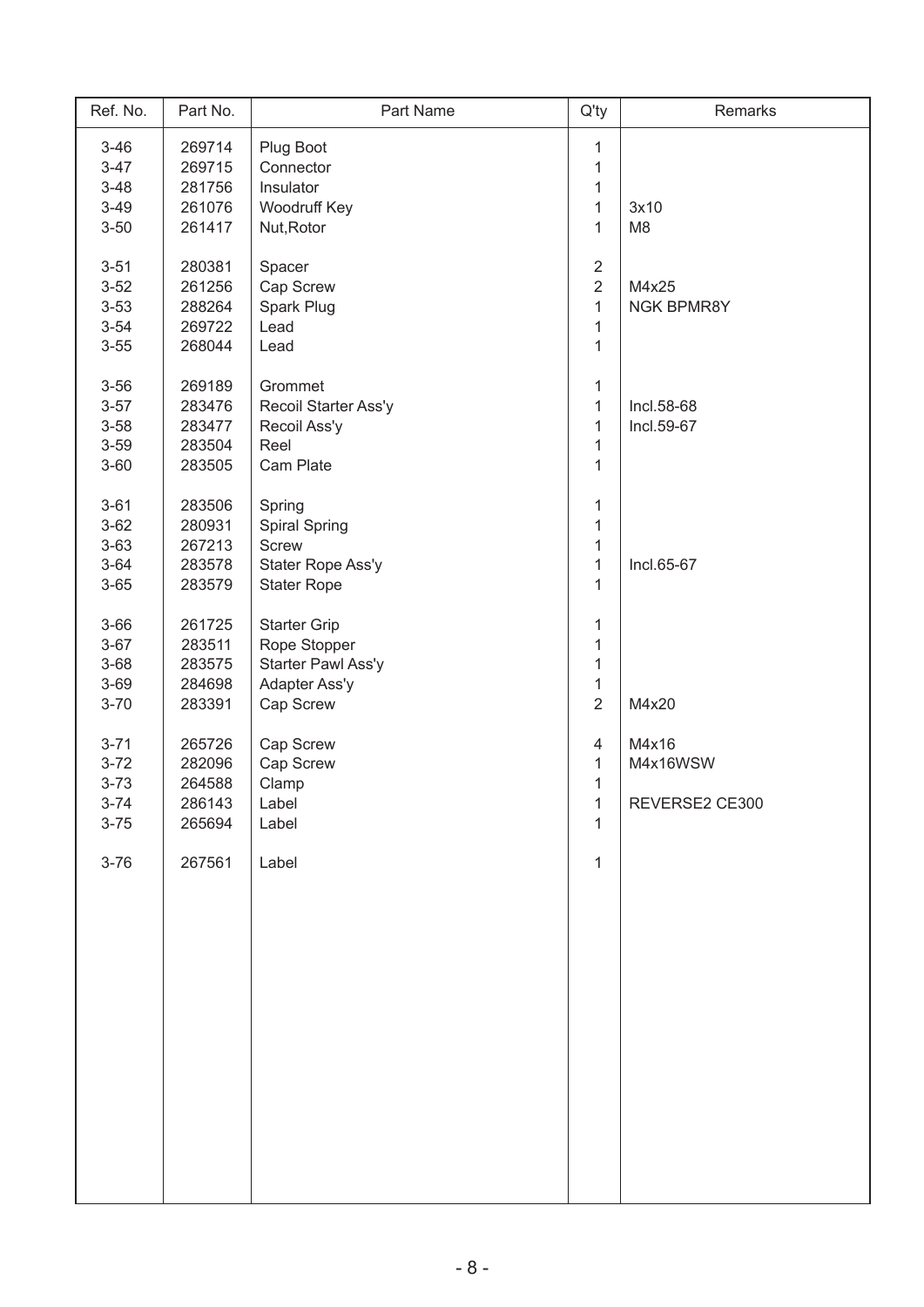| Ref. No. | Part No. | Part Name | Q'ty | Remarks |
|---|---|---|---|---|
| 3-46 | 269714 | Plug Boot | 1 | |
| 3-47 | 269715 | Connector | 1 | |
| 3-48 | 281756 | Insulator | 1 | |
| 3-49 | 261076 | Woodruff Key | 1 | 3x10 |
| 3-50 | 261417 | Nut,Rotor | 1 | M8 |
| 3-51 | 280381 | Spacer | 2 | |
| 3-52 | 261256 | Cap Screw | 2 | M4x25 |
| 3-53 | 288264 | Spark Plug | 1 | NGK BPMR8Y |
| 3-54 | 269722 | Lead | 1 | |
| 3-55 | 268044 | Lead | 1 | |
| 3-56 | 269189 | Grommet | 1 | |
| 3-57 | 283476 | Recoil Starter Ass'y | 1 | Incl.58-68 |
| 3-58 | 283477 | Recoil Ass'y | 1 | Incl.59-67 |
| 3-59 | 283504 | Reel | 1 | |
| 3-60 | 283505 | Cam Plate | 1 | |
| 3-61 | 283506 | Spring | 1 | |
| 3-62 | 280931 | Spiral Spring | 1 | |
| 3-63 | 267213 | Screw | 1 | |
| 3-64 | 283578 | Stater Rope Ass'y | 1 | Incl.65-67 |
| 3-65 | 283579 | Stater Rope | 1 | |
| 3-66 | 261725 | Starter Grip | 1 | |
| 3-67 | 283511 | Rope Stopper | 1 | |
| 3-68 | 283575 | Starter Pawl Ass'y | 1 | |
| 3-69 | 284698 | Adapter Ass'y | 1 | |
| 3-70 | 283391 | Cap Screw | 2 | M4x20 |
| 3-71 | 265726 | Cap Screw | 4 | M4x16 |
| 3-72 | 282096 | Cap Screw | 1 | M4x16WSW |
| 3-73 | 264588 | Clamp | 1 | |
| 3-74 | 286143 | Label | 1 | REVERSE2 CE300 |
| 3-75 | 265694 | Label | 1 | |
| 3-76 | 267561 | Label | 1 | |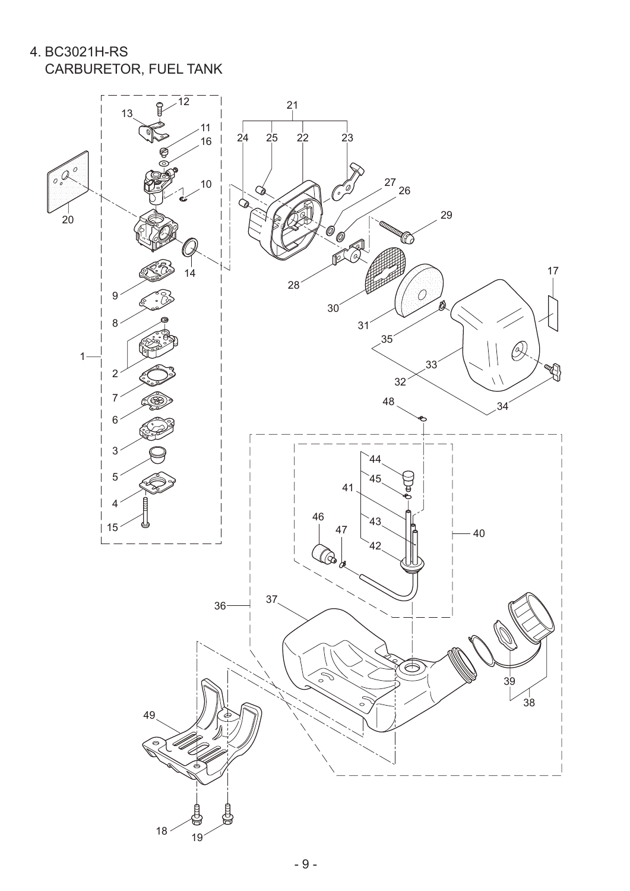# 4. BC3021H-RS
## CARBURETOR, FUEL TANK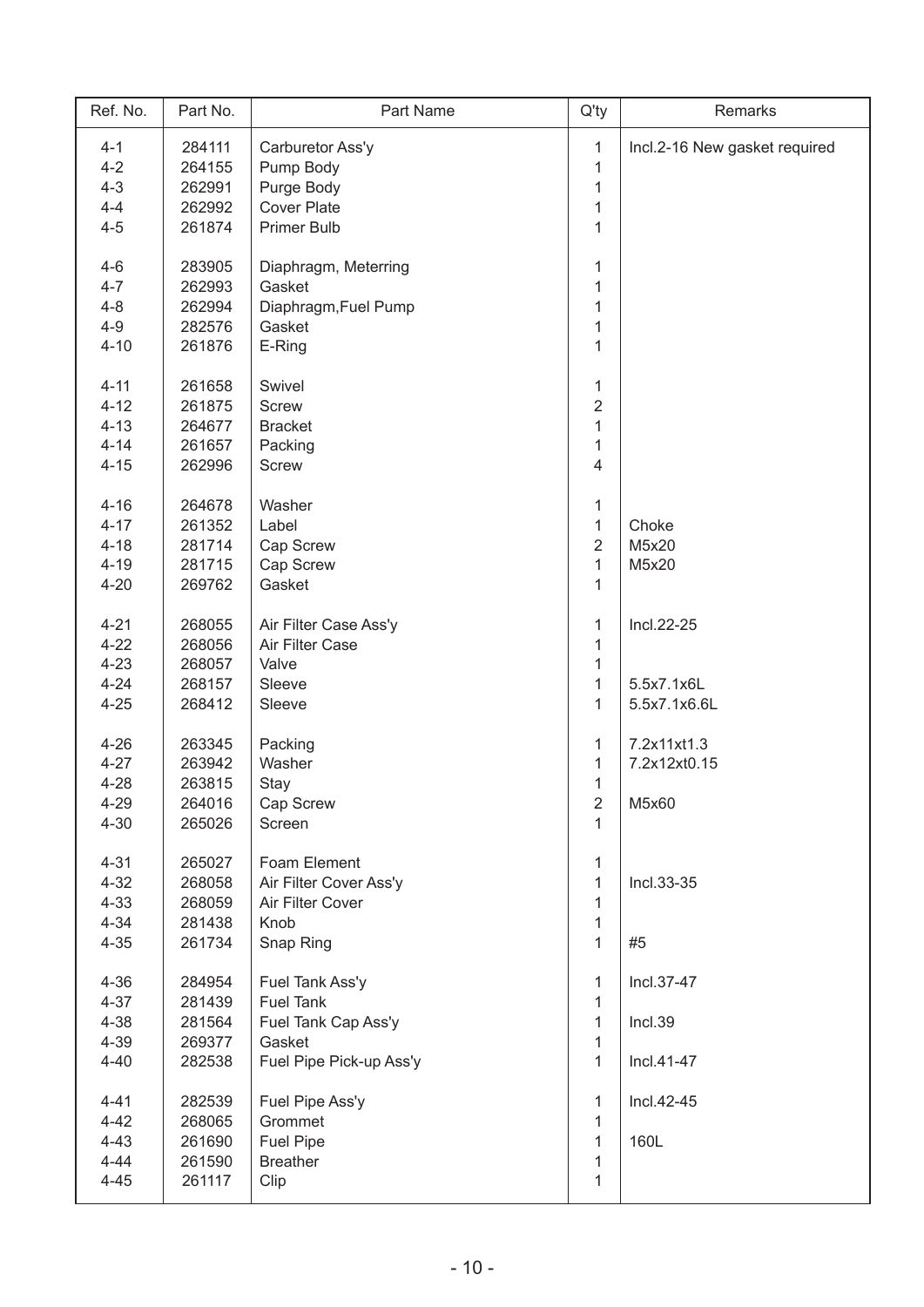| Ref. No. | Part No. | Part Name | Q'ty | Remarks |
|---|---|---|---|---|
| 4-1 | 284111 | Carburetor Ass'y | 1 | Incl.2-16 New gasket required |
| 4-2 | 264155 | Pump Body | 1 | |
| 4-3 | 262991 | Purge Body | 1 | |
| 4-4 | 262992 | Cover Plate | 1 | |
| 4-5 | 261874 | Primer Bulb | 1 | |
| 4-6 | 283905 | Diaphragm, Meterring | 1 | |
| 4-7 | 262993 | Gasket | 1 | |
| 4-8 | 262994 | Diaphragm,Fuel Pump | 1 | |
| 4-9 | 282576 | Gasket | 1 | |
| 4-10 | 261876 | E-Ring | 1 | |
| 4-11 | 261658 | Swivel | 1 | |
| 4-12 | 261875 | Screw | 2 | |
| 4-13 | 264677 | Bracket | 1 | |
| 4-14 | 261657 | Packing | 1 | |
| 4-15 | 262996 | Screw | 4 | |
| 4-16 | 264678 | Washer | 1 | |
| 4-17 | 261352 | Label | 1 | Choke |
| 4-18 | 281714 | Cap Screw | 2 | M5x20 |
| 4-19 | 281715 | Cap Screw | 1 | M5x20 |
| 4-20 | 269762 | Gasket | 1 | |
| 4-21 | 268055 | Air Filter Case Ass'y | 1 | Incl.22-25 |
| 4-22 | 268056 | Air Filter Case | 1 | |
| 4-23 | 268057 | Valve | 1 | |
| 4-24 | 268157 | Sleeve | 1 | 5.5x7.1x6L |
| 4-25 | 268412 | Sleeve | 1 | 5.5x7.1x6.6L |
| 4-26 | 263345 | Packing | 1 | 7.2x11xt1.3 |
| 4-27 | 263942 | Washer | 1 | 7.2x12xt0.15 |
| 4-28 | 263815 | Stay | 1 | |
| 4-29 | 264016 | Cap Screw | 2 | M5x60 |
| 4-30 | 265026 | Screen | 1 | |
| 4-31 | 265027 | Foam Element | 1 | |
| 4-32 | 268058 | Air Filter Cover Ass'y | 1 | Incl.33-35 |
| 4-33 | 268059 | Air Filter Cover | 1 | |
| 4-34 | 281438 | Knob | 1 | |
| 4-35 | 261734 | Snap Ring | 1 | #5 |
| 4-36 | 284954 | Fuel Tank Ass'y | 1 | Incl.37-47 |
| 4-37 | 281439 | Fuel Tank | 1 | |
| 4-38 | 281564 | Fuel Tank Cap Ass'y | 1 | Incl.39 |
| 4-39 | 269377 | Gasket | 1 | |
| 4-40 | 282538 | Fuel Pipe Pick-up Ass'y | 1 | Incl.41-47 |
| 4-41 | 282539 | Fuel Pipe Ass'y | 1 | Incl.42-45 |
| 4-42 | 268065 | Grommet | 1 | |
| 4-43 | 261690 | Fuel Pipe | 1 | 160L |
| 4-44 | 261590 | Breather | 1 | |
| 4-45 | 261117 | Clip | 1 | |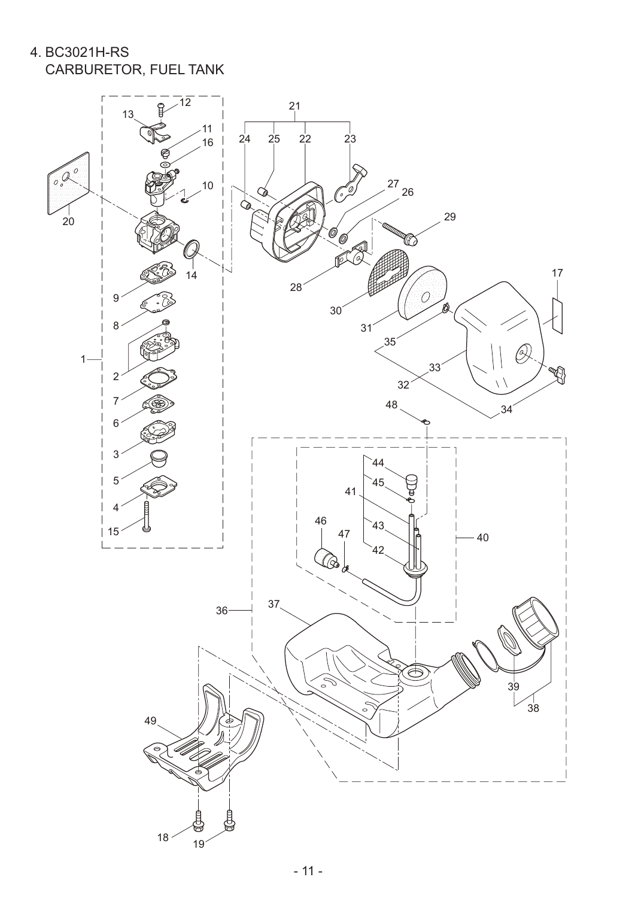# 4. BC3021H-RS

## CARBURETOR, FUEL TANK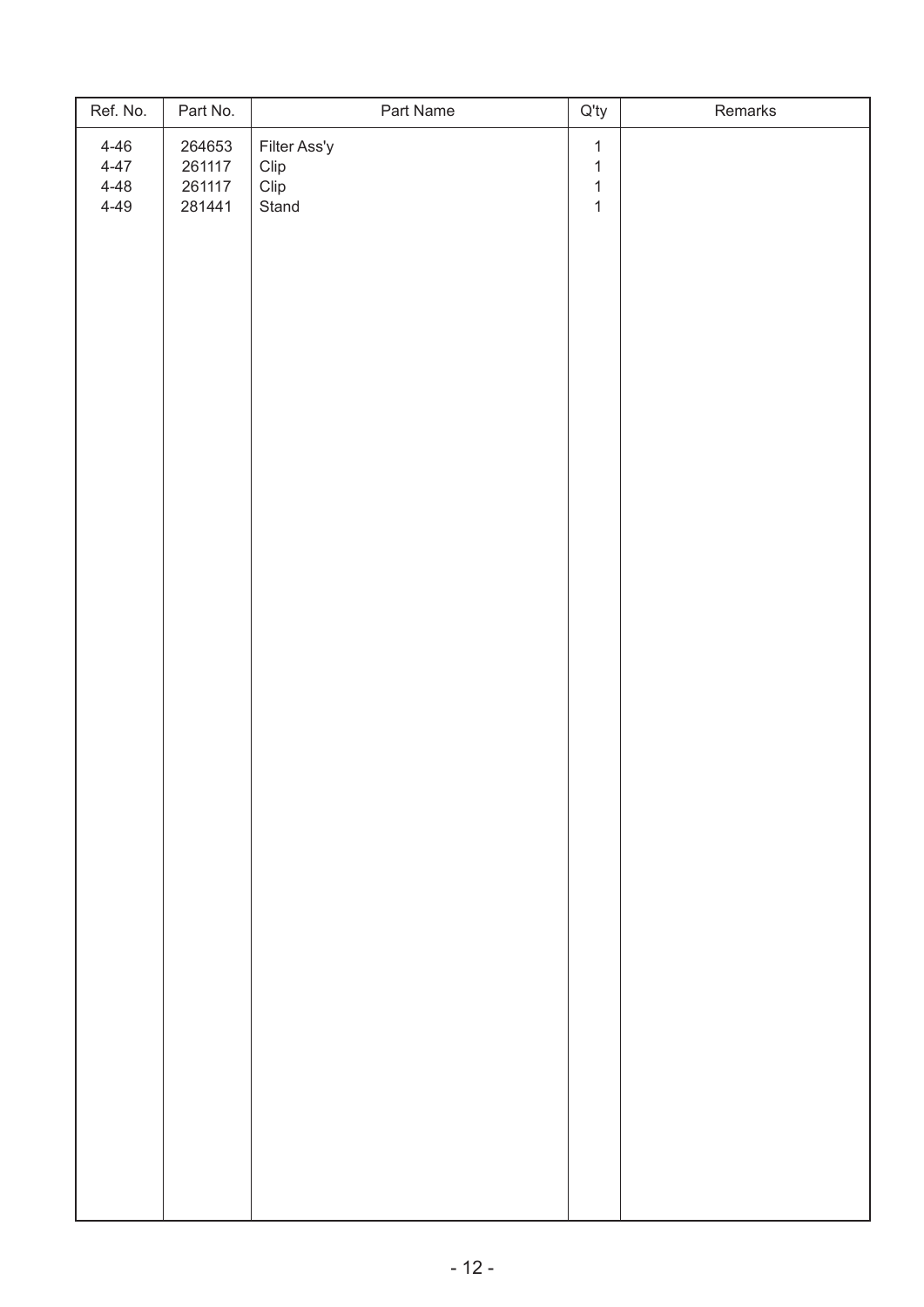| Ref. No. | Part No. | Part Name | Q'ty | Remarks |
|---|---|---|---|---|
| 4-46 | 264653 | Filter Ass'y | 1 | |
| 4-47 | 261117 | Clip | 1 | |
| 4-48 | 261117 | Clip | 1 | |
| 4-49 | 281441 | Stand | 1 | |